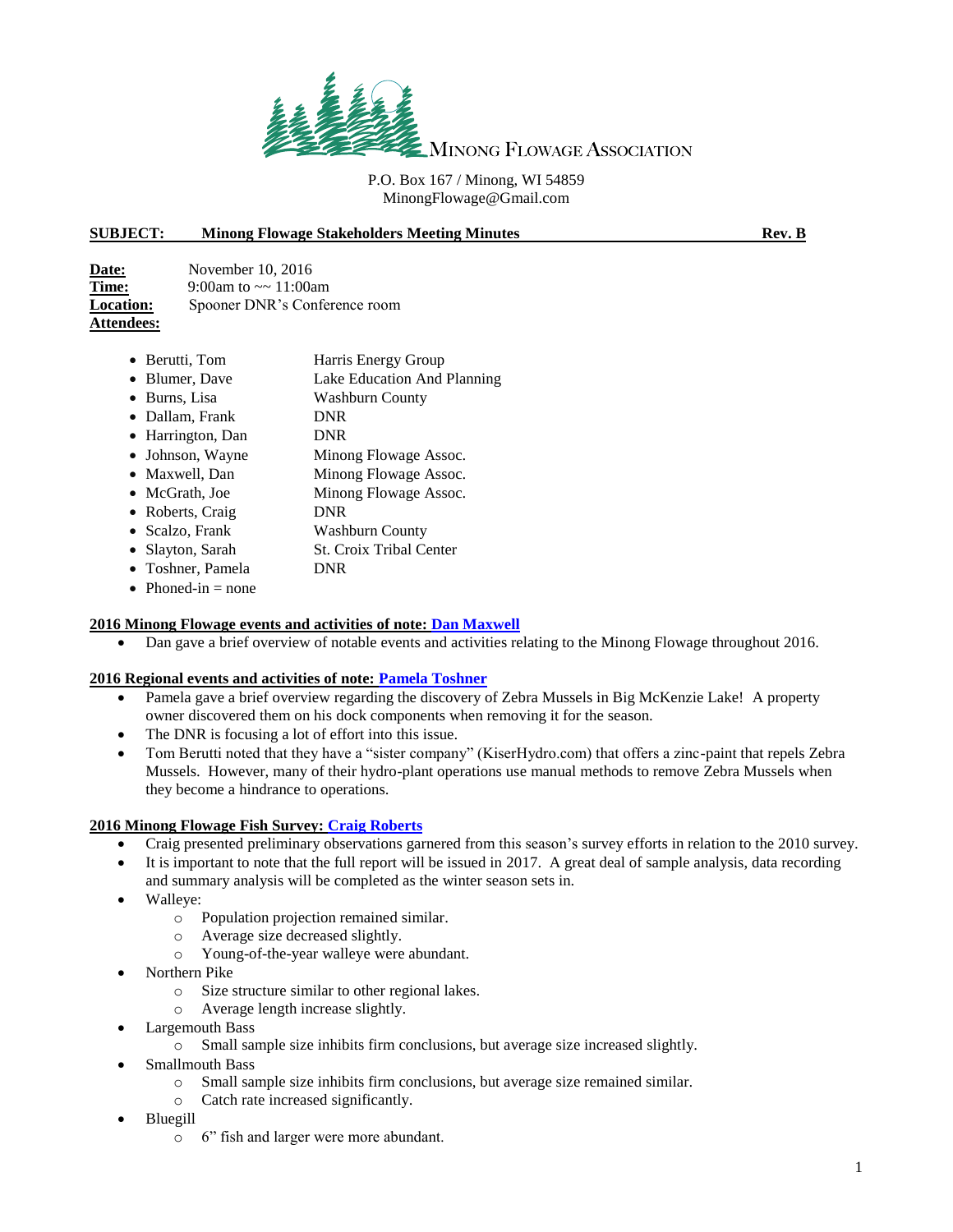MINONG FLOWAGE ASSOCIATION

P.O. Box 167 / Minong, WI 54859
MinongFlowage@Gmail.com

**SUBJECT: Minong Flowage Stakeholders Meeting Minutes** **Rev. B**

**Date:** November 10, 2016
**Time:** 9:00am to ~~ 11:00am
**Location:** Spooner DNR's Conference room
**Attendees:**

- Berutti, Tom — Harris Energy Group
- Blumer, Dave — Lake Education And Planning
- Burns, Lisa — Washburn County
- Dallam, Frank — DNR
- Harrington, Dan — DNR
- Johnson, Wayne — Minong Flowage Assoc.
- Maxwell, Dan — Minong Flowage Assoc.
- McGrath, Joe — Minong Flowage Assoc.
- Roberts, Craig — DNR
- Scalzo, Frank — Washburn County
- Slayton, Sarah — St. Croix Tribal Center
- Toshner, Pamela — DNR
- Phoned-in = none

**2016 Minong Flowage events and activities of note: Dan Maxwell**

- Dan gave a brief overview of notable events and activities relating to the Minong Flowage throughout 2016.

**2016 Regional events and activities of note: Pamela Toshner**

- Pamela gave a brief overview regarding the discovery of Zebra Mussels in Big McKenzie Lake! A property owner discovered them on his dock components when removing it for the season.
- The DNR is focusing a lot of effort into this issue.
- Tom Berutti noted that they have a "sister company" (KiserHydro.com) that offers a zinc-paint that repels Zebra Mussels. However, many of their hydro-plant operations use manual methods to remove Zebra Mussels when they become a hindrance to operations.

**2016 Minong Flowage Fish Survey: Craig Roberts**

- Craig presented preliminary observations garnered from this season's survey efforts in relation to the 2010 survey.
- It is important to note that the full report will be issued in 2017. A great deal of sample analysis, data recording and summary analysis will be completed as the winter season sets in.
- Walleye:
  - Population projection remained similar.
  - Average size decreased slightly.
  - Young-of-the-year walleye were abundant.
- Northern Pike
  - Size structure similar to other regional lakes.
  - Average length increase slightly.
- Largemouth Bass
  - Small sample size inhibits firm conclusions, but average size increased slightly.
- Smallmouth Bass
  - Small sample size inhibits firm conclusions, but average size remained similar.
  - Catch rate increased significantly.
- Bluegill
  - 6" fish and larger were more abundant.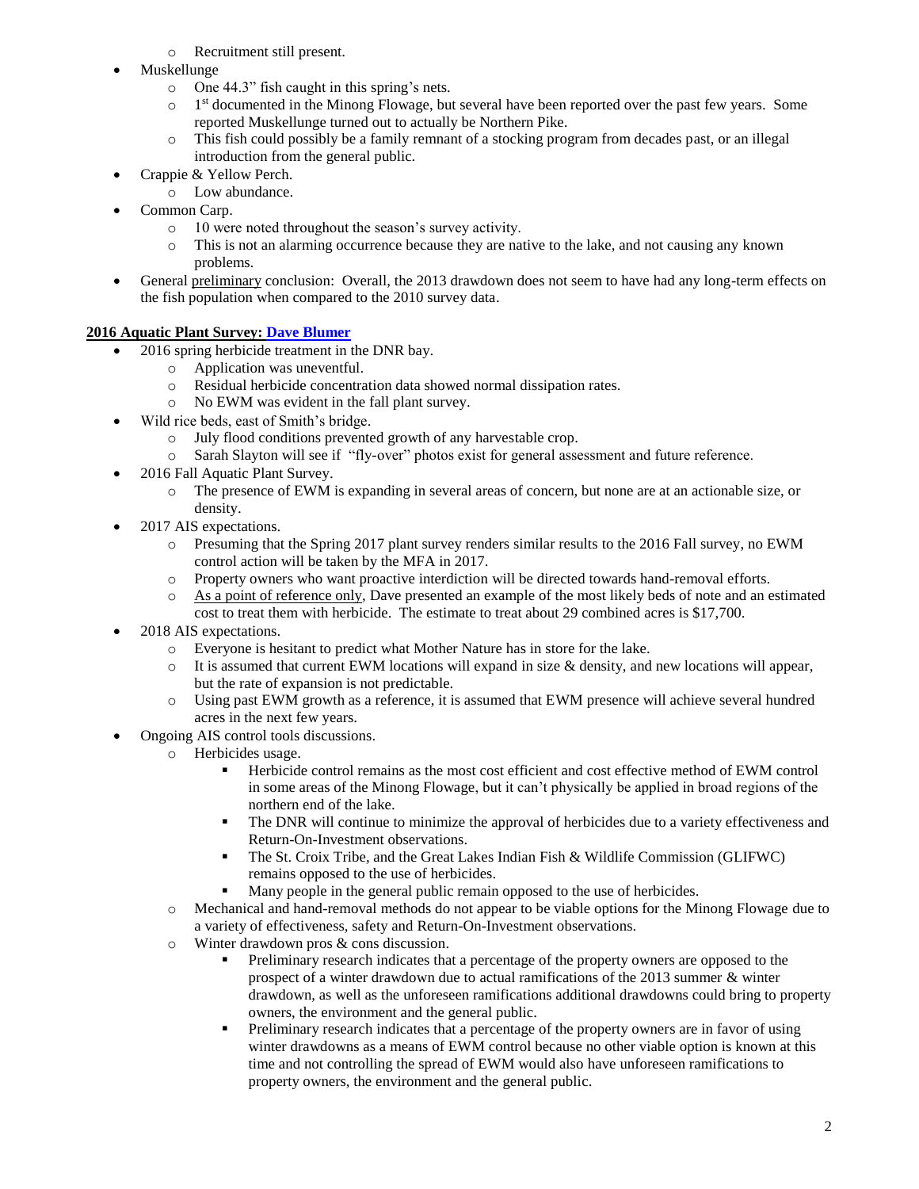- Recruitment still present.
- Muskellunge
  - One 44.3" fish caught in this spring's nets.
  - 1st documented in the Minong Flowage, but several have been reported over the past few years. Some reported Muskellunge turned out to actually be Northern Pike.
  - This fish could possibly be a family remnant of a stocking program from decades past, or an illegal introduction from the general public.
- Crappie & Yellow Perch.
  - Low abundance.
- Common Carp.
  - 10 were noted throughout the season's survey activity.
  - This is not an alarming occurrence because they are native to the lake, and not causing any known problems.
- General <u>preliminary</u> conclusion: Overall, the 2013 drawdown does not seem to have had any long-term effects on the fish population when compared to the 2010 survey data.

**<u>2016 Aquatic Plant Survey: Dave Blumer</u>**

- 2016 spring herbicide treatment in the DNR bay.
  - Application was uneventful.
  - Residual herbicide concentration data showed normal dissipation rates.
  - No EWM was evident in the fall plant survey.
- Wild rice beds, east of Smith's bridge.
  - July flood conditions prevented growth of any harvestable crop.
  - Sarah Slayton will see if "fly-over" photos exist for general assessment and future reference.
- 2016 Fall Aquatic Plant Survey.
  - The presence of EWM is expanding in several areas of concern, but none are at an actionable size, or density.
- 2017 AIS expectations.
  - Presuming that the Spring 2017 plant survey renders similar results to the 2016 Fall survey, no EWM control action will be taken by the MFA in 2017.
  - Property owners who want proactive interdiction will be directed towards hand-removal efforts.
  - <u>As a point of reference only</u>, Dave presented an example of the most likely beds of note and an estimated cost to treat them with herbicide. The estimate to treat about 29 combined acres is $17,700.
- 2018 AIS expectations.
  - Everyone is hesitant to predict what Mother Nature has in store for the lake.
  - It is assumed that current EWM locations will expand in size & density, and new locations will appear, but the rate of expansion is not predictable.
  - Using past EWM growth as a reference, it is assumed that EWM presence will achieve several hundred acres in the next few years.
- Ongoing AIS control tools discussions.
  - Herbicides usage.
    - Herbicide control remains as the most cost efficient and cost effective method of EWM control in some areas of the Minong Flowage, but it can't physically be applied in broad regions of the northern end of the lake.
    - The DNR will continue to minimize the approval of herbicides due to a variety effectiveness and Return-On-Investment observations.
    - The St. Croix Tribe, and the Great Lakes Indian Fish & Wildlife Commission (GLIFWC) remains opposed to the use of herbicides.
    - Many people in the general public remain opposed to the use of herbicides.
  - Mechanical and hand-removal methods do not appear to be viable options for the Minong Flowage due to a variety of effectiveness, safety and Return-On-Investment observations.
  - Winter drawdown pros & cons discussion.
    - Preliminary research indicates that a percentage of the property owners are opposed to the prospect of a winter drawdown due to actual ramifications of the 2013 summer & winter drawdown, as well as the unforeseen ramifications additional drawdowns could bring to property owners, the environment and the general public.
    - Preliminary research indicates that a percentage of the property owners are in favor of using winter drawdowns as a means of EWM control because no other viable option is known at this time and not controlling the spread of EWM would also have unforeseen ramifications to property owners, the environment and the general public.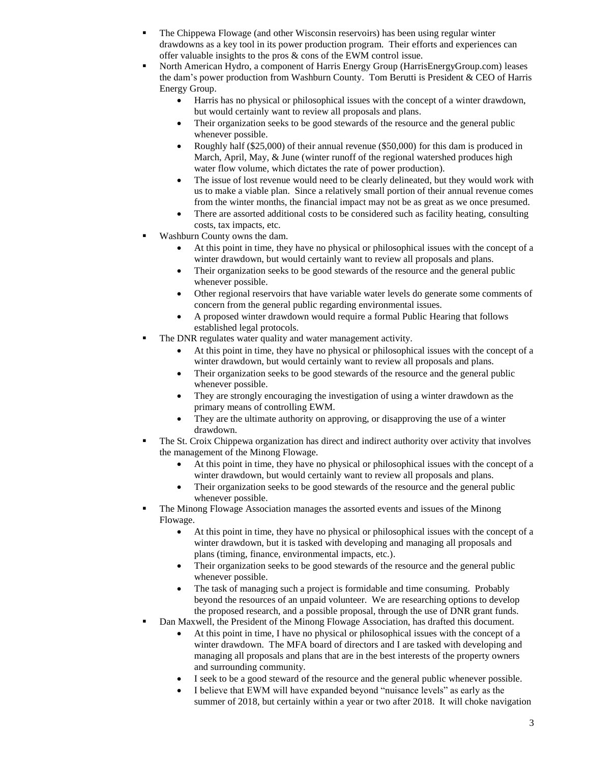- The Chippewa Flowage (and other Wisconsin reservoirs) has been using regular winter drawdowns as a key tool in its power production program. Their efforts and experiences can offer valuable insights to the pros & cons of the EWM control issue.
- North American Hydro, a component of Harris Energy Group (HarrisEnergyGroup.com) leases the dam's power production from Washburn County. Tom Berutti is President & CEO of Harris Energy Group.
    - Harris has no physical or philosophical issues with the concept of a winter drawdown, but would certainly want to review all proposals and plans.
    - Their organization seeks to be good stewards of the resource and the general public whenever possible.
    - Roughly half ($25,000) of their annual revenue ($50,000) for this dam is produced in March, April, May, & June (winter runoff of the regional watershed produces high water flow volume, which dictates the rate of power production).
    - The issue of lost revenue would need to be clearly delineated, but they would work with us to make a viable plan. Since a relatively small portion of their annual revenue comes from the winter months, the financial impact may not be as great as we once presumed.
    - There are assorted additional costs to be considered such as facility heating, consulting costs, tax impacts, etc.
- Washburn County owns the dam.
    - At this point in time, they have no physical or philosophical issues with the concept of a winter drawdown, but would certainly want to review all proposals and plans.
    - Their organization seeks to be good stewards of the resource and the general public whenever possible.
    - Other regional reservoirs that have variable water levels do generate some comments of concern from the general public regarding environmental issues.
    - A proposed winter drawdown would require a formal Public Hearing that follows established legal protocols.
- The DNR regulates water quality and water management activity.
    - At this point in time, they have no physical or philosophical issues with the concept of a winter drawdown, but would certainly want to review all proposals and plans.
    - Their organization seeks to be good stewards of the resource and the general public whenever possible.
    - They are strongly encouraging the investigation of using a winter drawdown as the primary means of controlling EWM.
    - They are the ultimate authority on approving, or disapproving the use of a winter drawdown.
- The St. Croix Chippewa organization has direct and indirect authority over activity that involves the management of the Minong Flowage.
    - At this point in time, they have no physical or philosophical issues with the concept of a winter drawdown, but would certainly want to review all proposals and plans.
    - Their organization seeks to be good stewards of the resource and the general public whenever possible.
- The Minong Flowage Association manages the assorted events and issues of the Minong Flowage.
    - At this point in time, they have no physical or philosophical issues with the concept of a winter drawdown, but it is tasked with developing and managing all proposals and plans (timing, finance, environmental impacts, etc.).
    - Their organization seeks to be good stewards of the resource and the general public whenever possible.
    - The task of managing such a project is formidable and time consuming. Probably beyond the resources of an unpaid volunteer. We are researching options to develop the proposed research, and a possible proposal, through the use of DNR grant funds.
- Dan Maxwell, the President of the Minong Flowage Association, has drafted this document.
    - At this point in time, I have no physical or philosophical issues with the concept of a winter drawdown. The MFA board of directors and I are tasked with developing and managing all proposals and plans that are in the best interests of the property owners and surrounding community.
    - I seek to be a good steward of the resource and the general public whenever possible.
    - I believe that EWM will have expanded beyond "nuisance levels" as early as the summer of 2018, but certainly within a year or two after 2018. It will choke navigation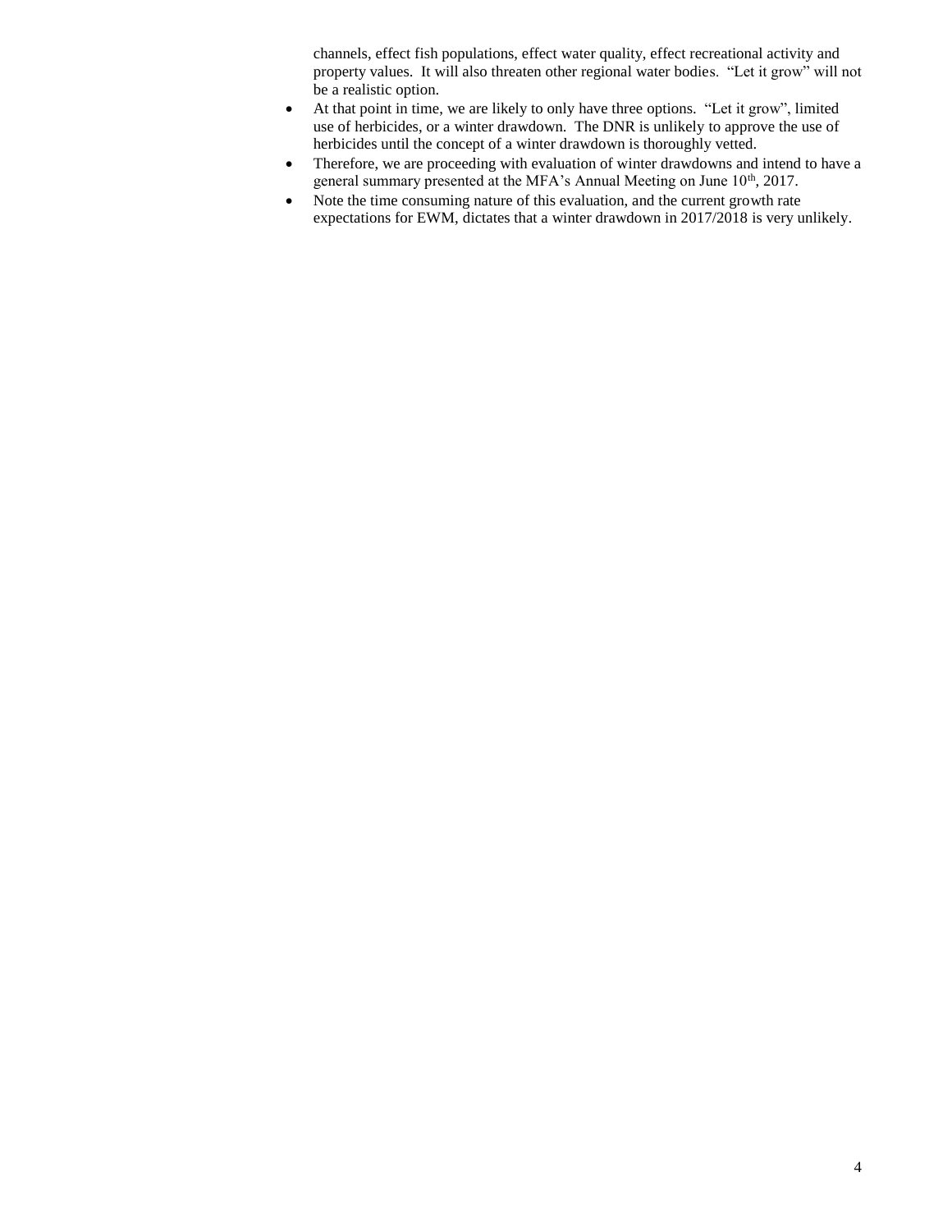channels, effect fish populations, effect water quality, effect recreational activity and property values. It will also threaten other regional water bodies. "Let it grow" will not be a realistic option.

- At that point in time, we are likely to only have three options. "Let it grow", limited use of herbicides, or a winter drawdown. The DNR is unlikely to approve the use of herbicides until the concept of a winter drawdown is thoroughly vetted.
- Therefore, we are proceeding with evaluation of winter drawdowns and intend to have a general summary presented at the MFA's Annual Meeting on June 10th, 2017.
- Note the time consuming nature of this evaluation, and the current growth rate expectations for EWM, dictates that a winter drawdown in 2017/2018 is very unlikely.